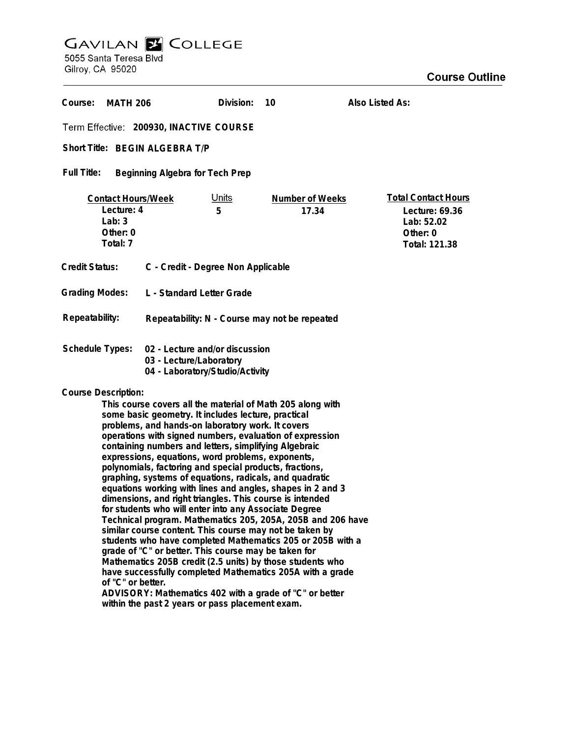# GAVILAN COLLEGE

5055 Santa Teresa Blvd
Gilroy, CA 95020

## Course Outline

**Course:** MATH 206 **Division:** 10 **Also Listed As:**

**Term Effective:** 200930, INACTIVE COURSE

**Short Title:** BEGIN ALGEBRA T/P

**Full Title:** Beginning Algebra for Tech Prep

| Contact Hours/Week | Units | Number of Weeks | Total Contact Hours |
|---|---|---|---|
| Lecture: 4 | 5 | 17.34 | Lecture: 69.36 |
| Lab: 3 | | | Lab: 52.02 |
| Other: 0 | | | Other: 0 |
| Total: 7 | | | Total: 121.38 |

**Credit Status:** C - Credit - Degree Non Applicable

**Grading Modes:** L - Standard Letter Grade

**Repeatability:** Repeatability: N - Course may not be repeated

**Schedule Types:**
- 02 - Lecture and/or discussion
- 03 - Lecture/Laboratory
- 04 - Laboratory/Studio/Activity

**Course Description:**

This course covers all the material of Math 205 along with some basic geometry. It includes lecture, practical problems, and hands-on laboratory work. It covers operations with signed numbers, evaluation of expression containing numbers and letters, simplifying Algebraic expressions, equations, word problems, exponents, polynomials, factoring and special products, fractions, graphing, systems of equations, radicals, and quadratic equations working with lines and angles, shapes in 2 and 3 dimensions, and right triangles. This course is intended for students who will enter into any Associate Degree Technical program. Mathematics 205, 205A, 205B and 206 have similar course content. This course may not be taken by students who have completed Mathematics 205 or 205B with a grade of "C" or better. This course may be taken for Mathematics 205B credit (2.5 units) by those students who have successfully completed Mathematics 205A with a grade of "C" or better.

ADVISORY: Mathematics 402 with a grade of "C" or better within the past 2 years or pass placement exam.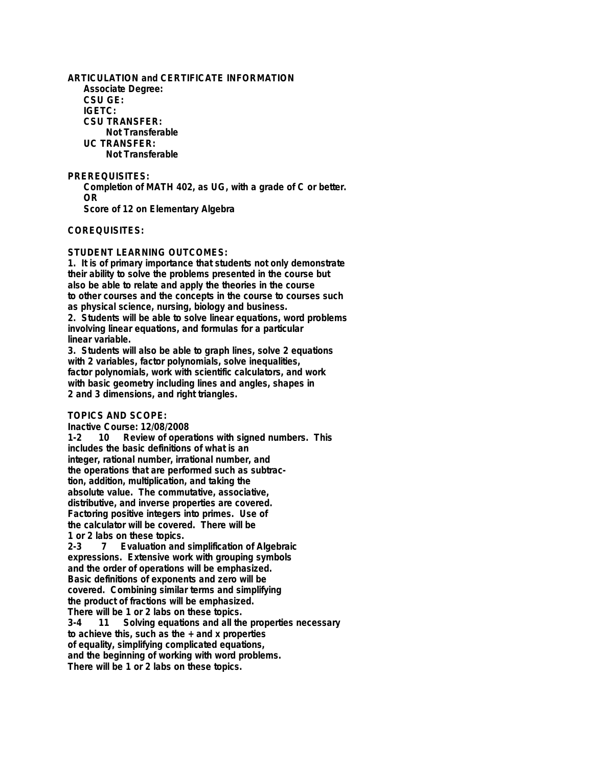**ARTICULATION and CERTIFICATE INFORMATION**

**Associate Degree:**

**CSU GE:**

**IGETC:**

**CSU TRANSFER:**

Not Transferable

**UC TRANSFER:**

Not Transferable

**PREREQUISITES:**

Completion of MATH 402, as UG, with a grade of C or better.

OR

Score of 12 on Elementary Algebra

**COREQUISITES:**

**STUDENT LEARNING OUTCOMES:**

1. It is of primary importance that students not only demonstrate their ability to solve the problems presented in the course but also be able to relate and apply the theories in the course to other courses and the concepts in the course to courses such as physical science, nursing, biology and business.
2. Students will be able to solve linear equations, word problems involving linear equations, and formulas for a particular linear variable.
3. Students will also be able to graph lines, solve 2 equations with 2 variables, factor polynomials, solve inequalities, factor polynomials, work with scientific calculators, and work with basic geometry including lines and angles, shapes in 2 and 3 dimensions, and right triangles.

**TOPICS AND SCOPE:**

Inactive Course: 12/08/2008

1-2 10 Review of operations with signed numbers. This includes the basic definitions of what is an integer, rational number, irrational number, and the operations that are performed such as subtraction, addition, multiplication, and taking the absolute value. The commutative, associative, distributive, and inverse properties are covered. Factoring positive integers into primes. Use of the calculator will be covered. There will be 1 or 2 labs on these topics.

2-3 7 Evaluation and simplification of Algebraic expressions. Extensive work with grouping symbols and the order of operations will be emphasized. Basic definitions of exponents and zero will be covered. Combining similar terms and simplifying the product of fractions will be emphasized. There will be 1 or 2 labs on these topics.

3-4 11 Solving equations and all the properties necessary to achieve this, such as the + and x properties of equality, simplifying complicated equations, and the beginning of working with word problems. There will be 1 or 2 labs on these topics.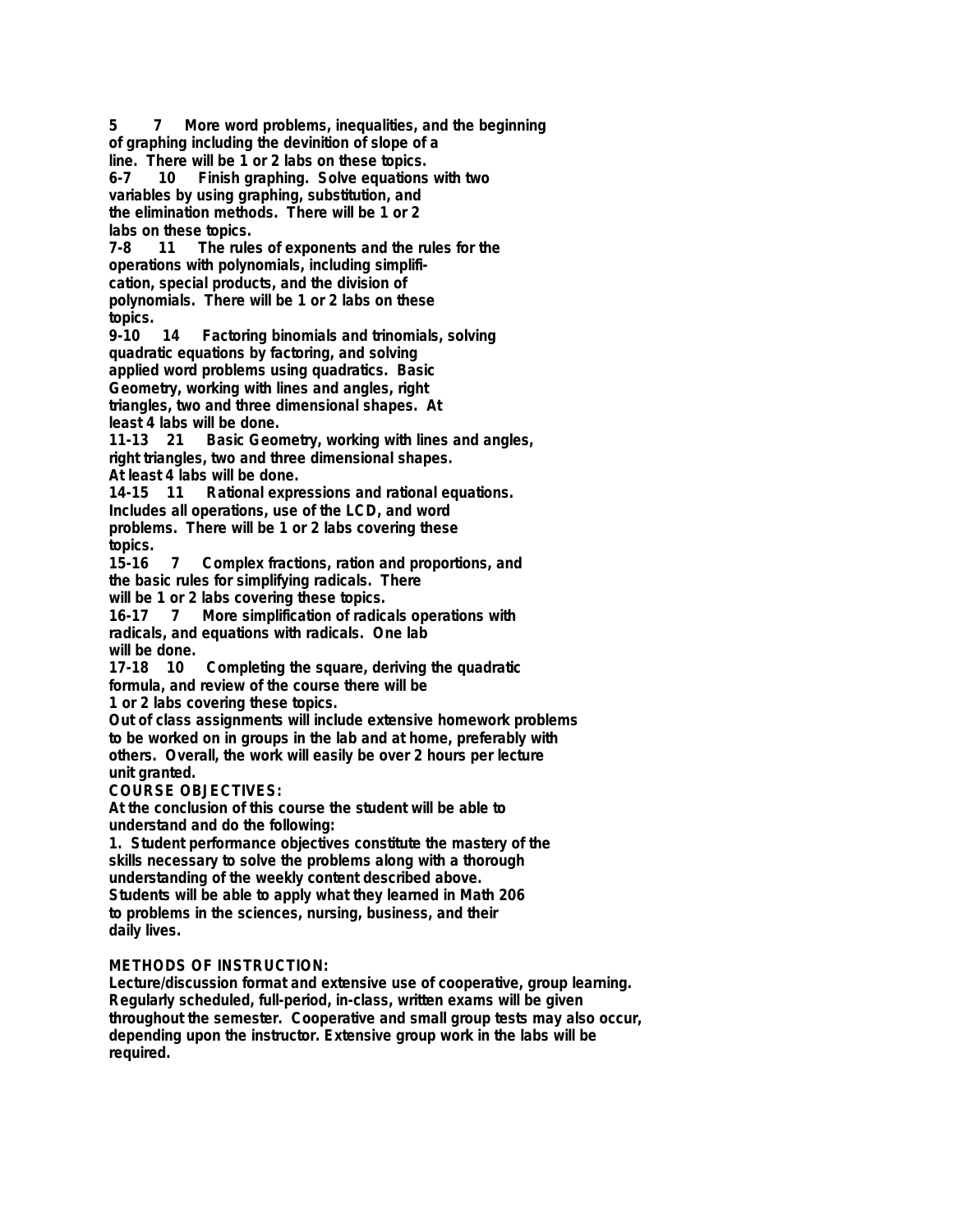5 7 More word problems, inequalities, and the beginning of graphing including the devinition of slope of a line. There will be 1 or 2 labs on these topics.

6-7 10 Finish graphing. Solve equations with two variables by using graphing, substitution, and the elimination methods. There will be 1 or 2 labs on these topics.

7-8 11 The rules of exponents and the rules for the operations with polynomials, including simplification, special products, and the division of polynomials. There will be 1 or 2 labs on these topics.

9-10 14 Factoring binomials and trinomials, solving quadratic equations by factoring, and solving applied word problems using quadratics. Basic Geometry, working with lines and angles, right triangles, two and three dimensional shapes. At least 4 labs will be done.

11-13 21 Basic Geometry, working with lines and angles, right triangles, two and three dimensional shapes. At least 4 labs will be done.

14-15 11 Rational expressions and rational equations. Includes all operations, use of the LCD, and word problems. There will be 1 or 2 labs covering these topics.

15-16 7 Complex fractions, ration and proportions, and the basic rules for simplifying radicals. There will be 1 or 2 labs covering these topics.

16-17 7 More simplification of radicals operations with radicals, and equations with radicals. One lab will be done.

17-18 10 Completing the square, deriving the quadratic formula, and review of the course there will be 1 or 2 labs covering these topics.

Out of class assignments will include extensive homework problems to be worked on in groups in the lab and at home, preferably with others. Overall, the work will easily be over 2 hours per lecture unit granted.

**COURSE OBJECTIVES:**

At the conclusion of this course the student will be able to understand and do the following:

1. Student performance objectives constitute the mastery of the skills necessary to solve the problems along with a thorough understanding of the weekly content described above. Students will be able to apply what they learned in Math 206 to problems in the sciences, nursing, business, and their daily lives.

**METHODS OF INSTRUCTION:**

Lecture/discussion format and extensive use of cooperative, group learning. Regularly scheduled, full-period, in-class, written exams will be given throughout the semester. Cooperative and small group tests may also occur, depending upon the instructor. Extensive group work in the labs will be required.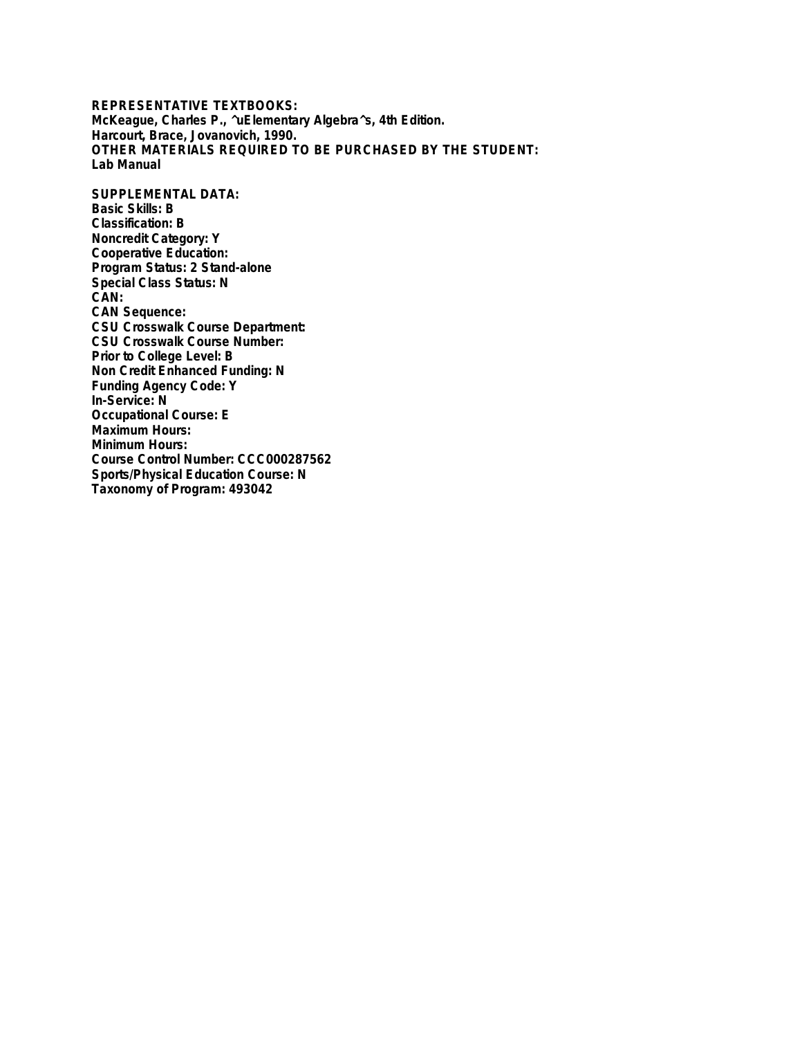**REPRESENTATIVE TEXTBOOKS:**
McKeague, Charles P., ^uElementary Algebra^s, 4th Edition.
Harcourt, Brace, Jovanovich, 1990.
**OTHER MATERIALS REQUIRED TO BE PURCHASED BY THE STUDENT:**
Lab Manual

**SUPPLEMENTAL DATA:**
Basic Skills: B
Classification: B
Noncredit Category: Y
Cooperative Education:
Program Status: 2 Stand-alone
Special Class Status: N
CAN:
CAN Sequence:
CSU Crosswalk Course Department:
CSU Crosswalk Course Number:
Prior to College Level: B
Non Credit Enhanced Funding: N
Funding Agency Code: Y
In-Service: N
Occupational Course: E
Maximum Hours:
Minimum Hours:
Course Control Number: CCC000287562
Sports/Physical Education Course: N
Taxonomy of Program: 493042